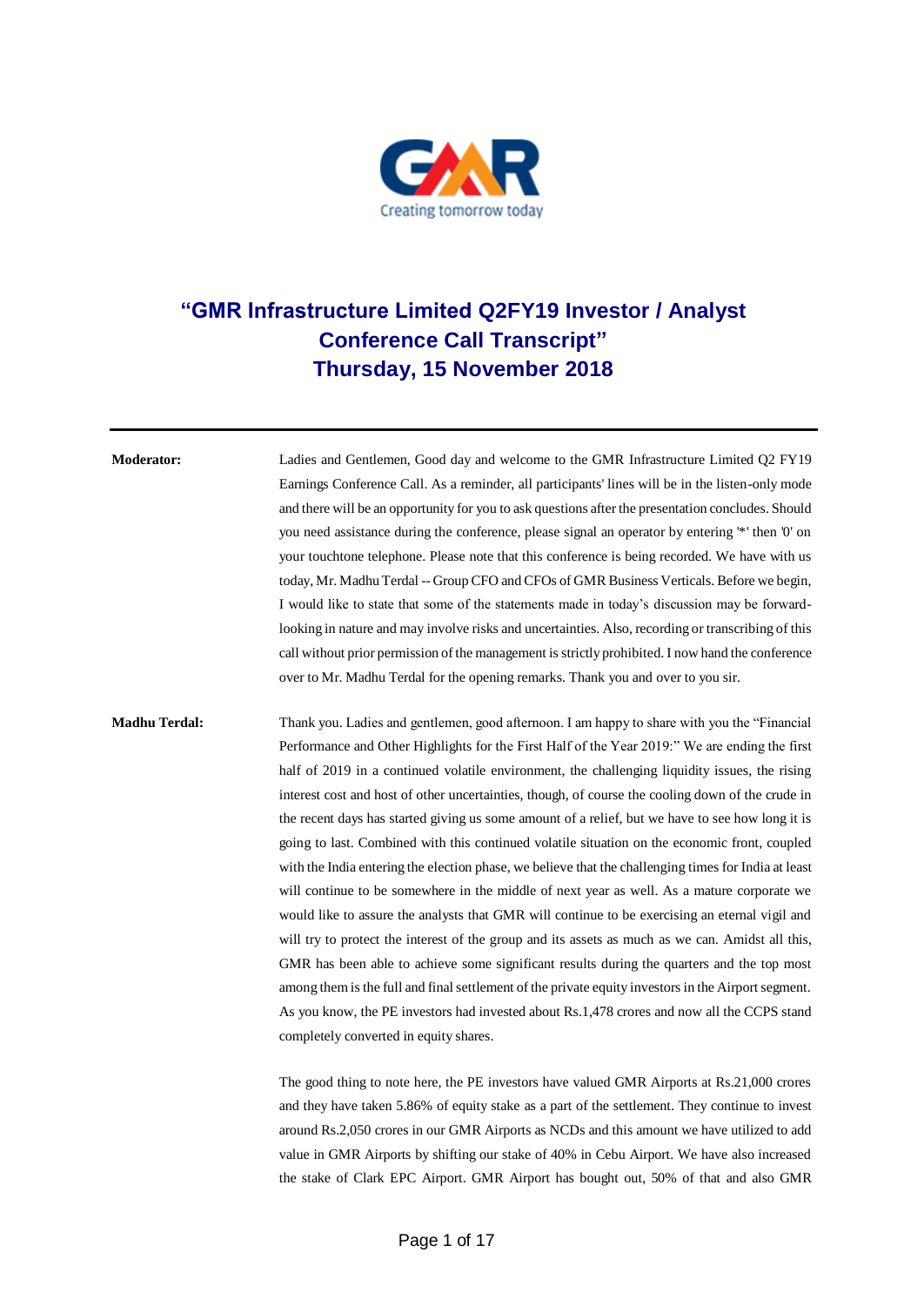# "GMR Infrastructure Limited Q2FY19 Investor / Analyst Conference Call Transcript"
# Thursday, 15 November 2018

---

**Moderator:** Ladies and Gentlemen, Good day and welcome to the GMR Infrastructure Limited Q2 FY19 Earnings Conference Call. As a reminder, all participants' lines will be in the listen-only mode and there will be an opportunity for you to ask questions after the presentation concludes. Should you need assistance during the conference, please signal an operator by entering '*' then '0' on your touchtone telephone. Please note that this conference is being recorded. We have with us today, Mr. Madhu Terdal -- Group CFO and CFOs of GMR Business Verticals. Before we begin, I would like to state that some of the statements made in today's discussion may be forward-looking in nature and may involve risks and uncertainties. Also, recording or transcribing of this call without prior permission of the management is strictly prohibited. I now hand the conference over to Mr. Madhu Terdal for the opening remarks. Thank you and over to you sir.

**Madhu Terdal:** Thank you. Ladies and gentlemen, good afternoon. I am happy to share with you the "Financial Performance and Other Highlights for the First Half of the Year 2019:" We are ending the first half of 2019 in a continued volatile environment, the challenging liquidity issues, the rising interest cost and host of other uncertainties, though, of course the cooling down of the crude in the recent days has started giving us some amount of a relief, but we have to see how long it is going to last. Combined with this continued volatile situation on the economic front, coupled with the India entering the election phase, we believe that the challenging times for India at least will continue to be somewhere in the middle of next year as well. As a mature corporate we would like to assure the analysts that GMR will continue to be exercising an eternal vigil and will try to protect the interest of the group and its assets as much as we can. Amidst all this, GMR has been able to achieve some significant results during the quarters and the top most among them is the full and final settlement of the private equity investors in the Airport segment. As you know, the PE investors had invested about Rs.1,478 crores and now all the CCPS stand completely converted in equity shares.

The good thing to note here, the PE investors have valued GMR Airports at Rs.21,000 crores and they have taken 5.86% of equity stake as a part of the settlement. They continue to invest around Rs.2,050 crores in our GMR Airports as NCDs and this amount we have utilized to add value in GMR Airports by shifting our stake of 40% in Cebu Airport. We have also increased the stake of Clark EPC Airport. GMR Airport has bought out, 50% of that and also GMR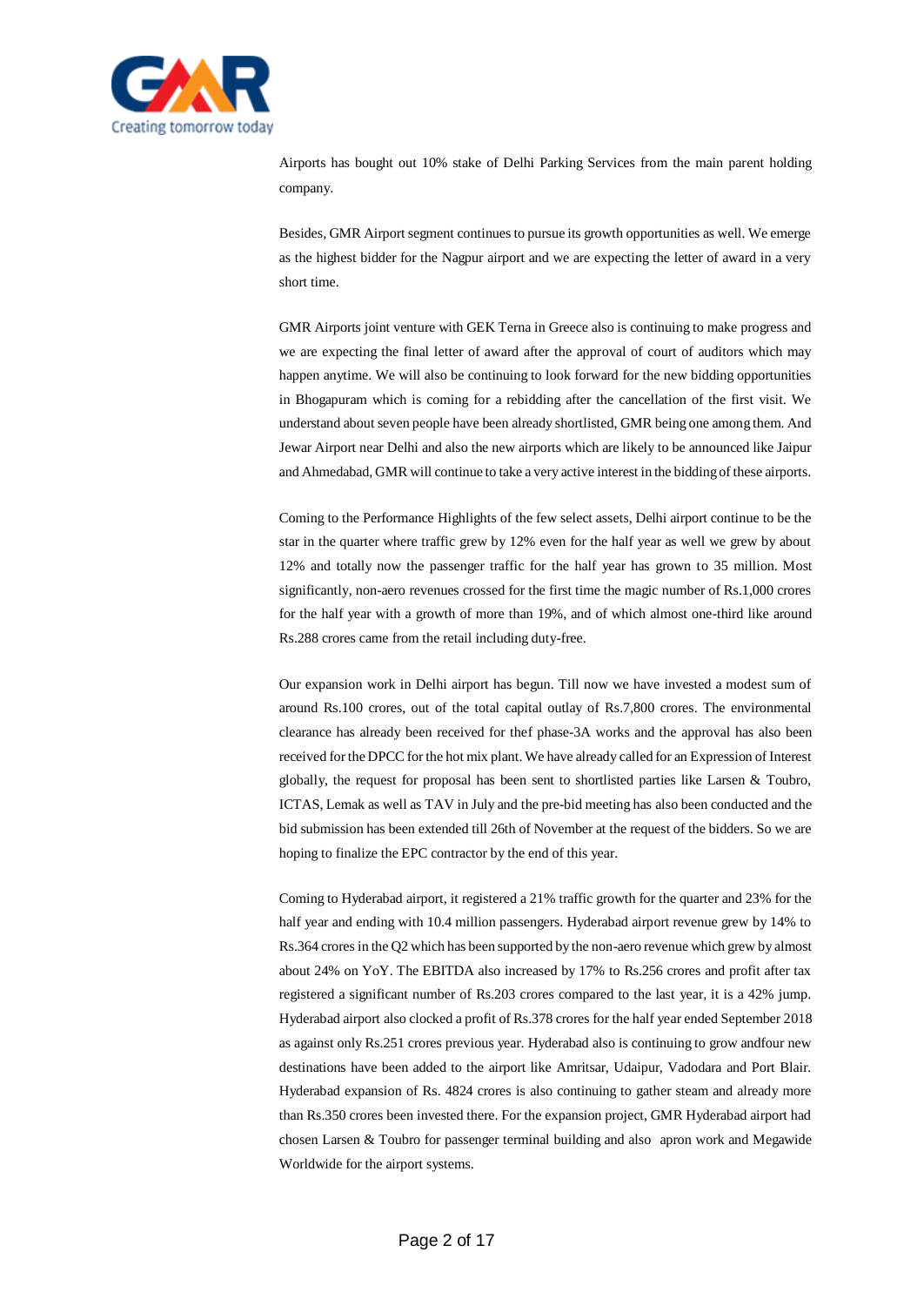Airports has bought out 10% stake of Delhi Parking Services from the main parent holding company.

Besides, GMR Airport segment continues to pursue its growth opportunities as well. We emerge as the highest bidder for the Nagpur airport and we are expecting the letter of award in a very short time.

GMR Airports joint venture with GEK Terna in Greece also is continuing to make progress and we are expecting the final letter of award after the approval of court of auditors which may happen anytime. We will also be continuing to look forward for the new bidding opportunities in Bhogapuram which is coming for a rebidding after the cancellation of the first visit. We understand about seven people have been already shortlisted, GMR being one among them. And Jewar Airport near Delhi and also the new airports which are likely to be announced like Jaipur and Ahmedabad, GMR will continue to take a very active interest in the bidding of these airports.

Coming to the Performance Highlights of the few select assets, Delhi airport continue to be the star in the quarter where traffic grew by 12% even for the half year as well we grew by about 12% and totally now the passenger traffic for the half year has grown to 35 million. Most significantly, non-aero revenues crossed for the first time the magic number of Rs.1,000 crores for the half year with a growth of more than 19%, and of which almost one-third like around Rs.288 crores came from the retail including duty-free.

Our expansion work in Delhi airport has begun. Till now we have invested a modest sum of around Rs.100 crores, out of the total capital outlay of Rs.7,800 crores. The environmental clearance has already been received for thef phase-3A works and the approval has also been received for the DPCC for the hot mix plant. We have already called for an Expression of Interest globally, the request for proposal has been sent to shortlisted parties like Larsen & Toubro, ICTAS, Lemak as well as TAV in July and the pre-bid meeting has also been conducted and the bid submission has been extended till 26th of November at the request of the bidders. So we are hoping to finalize the EPC contractor by the end of this year.

Coming to Hyderabad airport, it registered a 21% traffic growth for the quarter and 23% for the half year and ending with 10.4 million passengers. Hyderabad airport revenue grew by 14% to Rs.364 crores in the Q2 which has been supported by the non-aero revenue which grew by almost about 24% on YoY. The EBITDA also increased by 17% to Rs.256 crores and profit after tax registered a significant number of Rs.203 crores compared to the last year, it is a 42% jump. Hyderabad airport also clocked a profit of Rs.378 crores for the half year ended September 2018 as against only Rs.251 crores previous year. Hyderabad also is continuing to grow andfour new destinations have been added to the airport like Amritsar, Udaipur, Vadodara and Port Blair. Hyderabad expansion of Rs. 4824 crores is also continuing to gather steam and already more than Rs.350 crores been invested there. For the expansion project, GMR Hyderabad airport had chosen Larsen & Toubro for passenger terminal building and also apron work and Megawide Worldwide for the airport systems.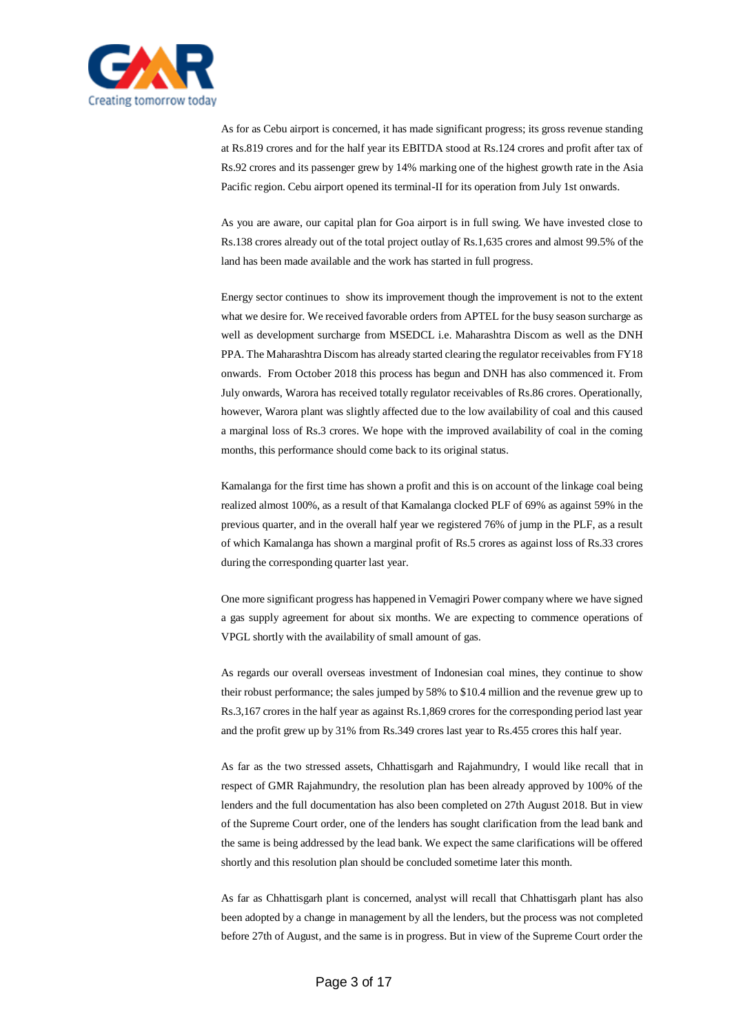As for as Cebu airport is concerned, it has made significant progress; its gross revenue standing at Rs.819 crores and for the half year its EBITDA stood at Rs.124 crores and profit after tax of Rs.92 crores and its passenger grew by 14% marking one of the highest growth rate in the Asia Pacific region. Cebu airport opened its terminal-II for its operation from July 1st onwards.

As you are aware, our capital plan for Goa airport is in full swing. We have invested close to Rs.138 crores already out of the total project outlay of Rs.1,635 crores and almost 99.5% of the land has been made available and the work has started in full progress.

Energy sector continues to show its improvement though the improvement is not to the extent what we desire for. We received favorable orders from APTEL for the busy season surcharge as well as development surcharge from MSEDCL i.e. Maharashtra Discom as well as the DNH PPA. The Maharashtra Discom has already started clearing the regulator receivables from FY18 onwards. From October 2018 this process has begun and DNH has also commenced it. From July onwards, Warora has received totally regulator receivables of Rs.86 crores. Operationally, however, Warora plant was slightly affected due to the low availability of coal and this caused a marginal loss of Rs.3 crores. We hope with the improved availability of coal in the coming months, this performance should come back to its original status.

Kamalanga for the first time has shown a profit and this is on account of the linkage coal being realized almost 100%, as a result of that Kamalanga clocked PLF of 69% as against 59% in the previous quarter, and in the overall half year we registered 76% of jump in the PLF, as a result of which Kamalanga has shown a marginal profit of Rs.5 crores as against loss of Rs.33 crores during the corresponding quarter last year.

One more significant progress has happened in Vemagiri Power company where we have signed a gas supply agreement for about six months. We are expecting to commence operations of VPGL shortly with the availability of small amount of gas.

As regards our overall overseas investment of Indonesian coal mines, they continue to show their robust performance; the sales jumped by 58% to $10.4 million and the revenue grew up to Rs.3,167 crores in the half year as against Rs.1,869 crores for the corresponding period last year and the profit grew up by 31% from Rs.349 crores last year to Rs.455 crores this half year.

As far as the two stressed assets, Chhattisgarh and Rajahmundry, I would like recall that in respect of GMR Rajahmundry, the resolution plan has been already approved by 100% of the lenders and the full documentation has also been completed on 27th August 2018. But in view of the Supreme Court order, one of the lenders has sought clarification from the lead bank and the same is being addressed by the lead bank. We expect the same clarifications will be offered shortly and this resolution plan should be concluded sometime later this month.

As far as Chhattisgarh plant is concerned, analyst will recall that Chhattisgarh plant has also been adopted by a change in management by all the lenders, but the process was not completed before 27th of August, and the same is in progress. But in view of the Supreme Court order the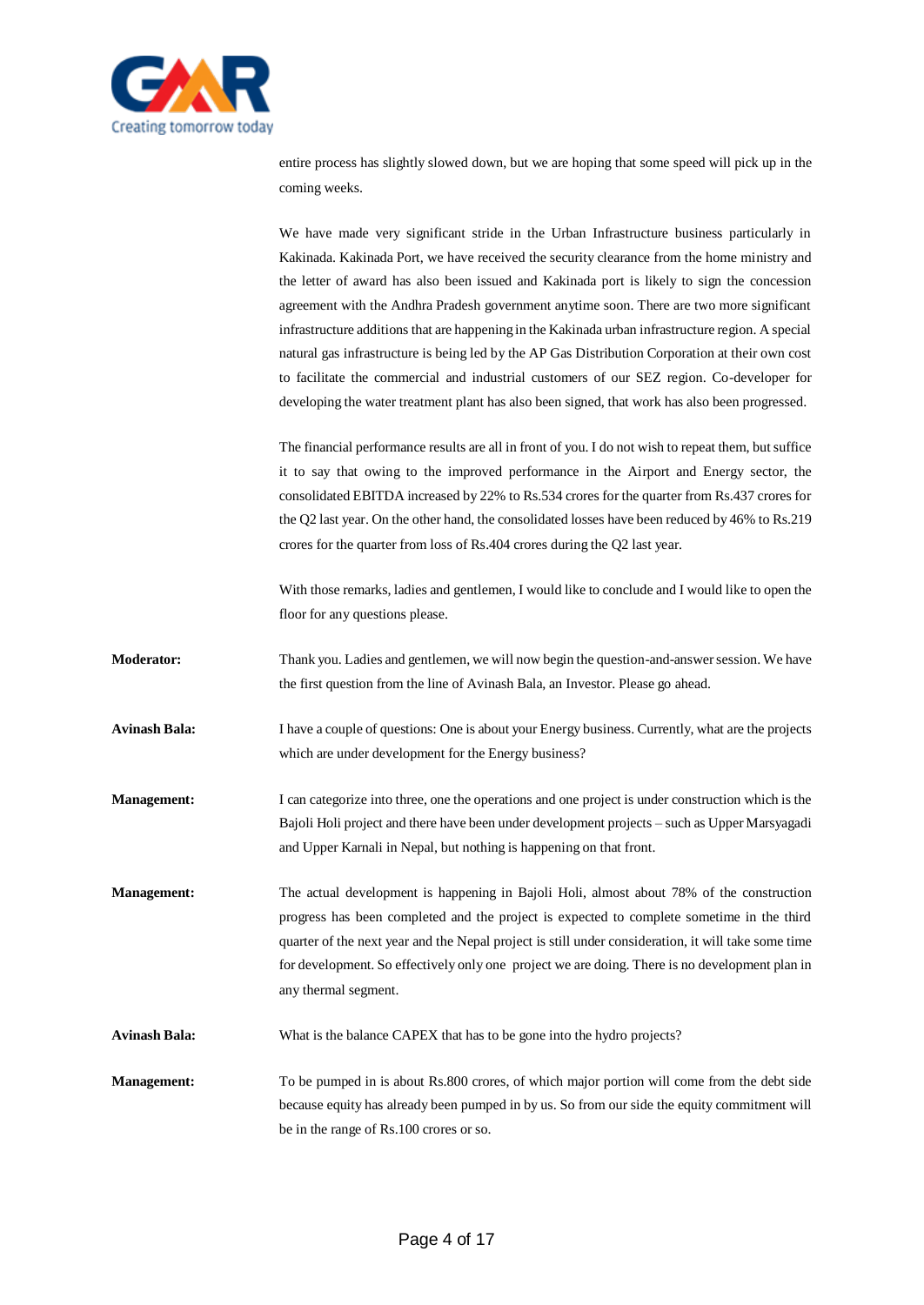entire process has slightly slowed down, but we are hoping that some speed will pick up in the coming weeks.

We have made very significant stride in the Urban Infrastructure business particularly in Kakinada. Kakinada Port, we have received the security clearance from the home ministry and the letter of award has also been issued and Kakinada port is likely to sign the concession agreement with the Andhra Pradesh government anytime soon. There are two more significant infrastructure additions that are happening in the Kakinada urban infrastructure region. A special natural gas infrastructure is being led by the AP Gas Distribution Corporation at their own cost to facilitate the commercial and industrial customers of our SEZ region. Co-developer for developing the water treatment plant has also been signed, that work has also been progressed.

The financial performance results are all in front of you. I do not wish to repeat them, but suffice it to say that owing to the improved performance in the Airport and Energy sector, the consolidated EBITDA increased by 22% to Rs.534 crores for the quarter from Rs.437 crores for the Q2 last year. On the other hand, the consolidated losses have been reduced by 46% to Rs.219 crores for the quarter from loss of Rs.404 crores during the Q2 last year.

With those remarks, ladies and gentlemen, I would like to conclude and I would like to open the floor for any questions please.

**Moderator:** Thank you. Ladies and gentlemen, we will now begin the question-and-answer session. We have the first question from the line of Avinash Bala, an Investor. Please go ahead.

**Avinash Bala:** I have a couple of questions: One is about your Energy business. Currently, what are the projects which are under development for the Energy business?

**Management:** I can categorize into three, one the operations and one project is under construction which is the Bajoli Holi project and there have been under development projects – such as Upper Marsyagadi and Upper Karnali in Nepal, but nothing is happening on that front.

**Management:** The actual development is happening in Bajoli Holi, almost about 78% of the construction progress has been completed and the project is expected to complete sometime in the third quarter of the next year and the Nepal project is still under consideration, it will take some time for development. So effectively only one project we are doing. There is no development plan in any thermal segment.

**Avinash Bala:** What is the balance CAPEX that has to be gone into the hydro projects?

**Management:** To be pumped in is about Rs.800 crores, of which major portion will come from the debt side because equity has already been pumped in by us. So from our side the equity commitment will be in the range of Rs.100 crores or so.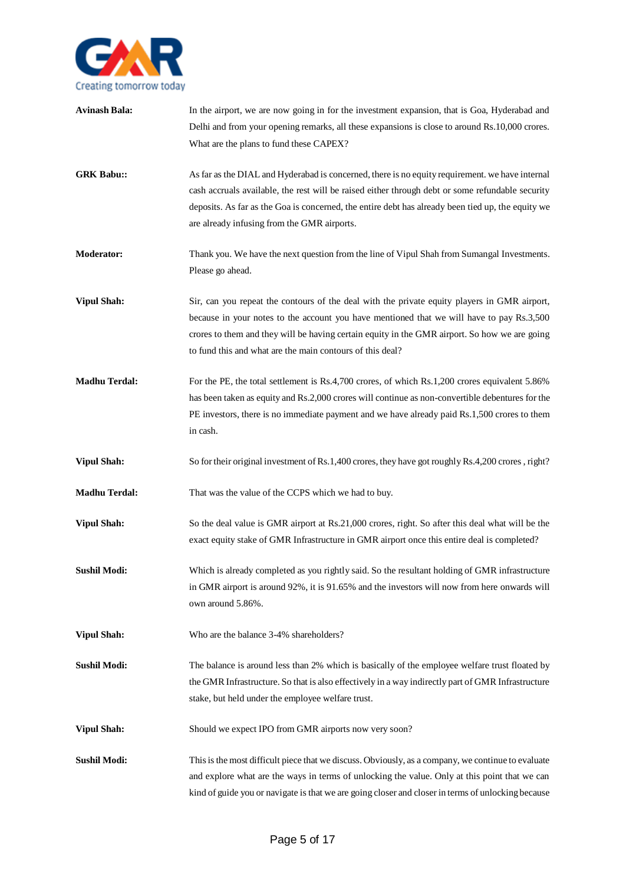**Avinash Bala:** In the airport, we are now going in for the investment expansion, that is Goa, Hyderabad and Delhi and from your opening remarks, all these expansions is close to around Rs.10,000 crores. What are the plans to fund these CAPEX?

**GRK Babu::** As far as the DIAL and Hyderabad is concerned, there is no equity requirement. we have internal cash accruals available, the rest will be raised either through debt or some refundable security deposits. As far as the Goa is concerned, the entire debt has already been tied up, the equity we are already infusing from the GMR airports.

**Moderator:** Thank you. We have the next question from the line of Vipul Shah from Sumangal Investments. Please go ahead.

**Vipul Shah:** Sir, can you repeat the contours of the deal with the private equity players in GMR airport, because in your notes to the account you have mentioned that we will have to pay Rs.3,500 crores to them and they will be having certain equity in the GMR airport. So how we are going to fund this and what are the main contours of this deal?

**Madhu Terdal:** For the PE, the total settlement is Rs.4,700 crores, of which Rs.1,200 crores equivalent 5.86% has been taken as equity and Rs.2,000 crores will continue as non-convertible debentures for the PE investors, there is no immediate payment and we have already paid Rs.1,500 crores to them in cash.

**Vipul Shah:** So for their original investment of Rs.1,400 crores, they have got roughly Rs.4,200 crores , right?

**Madhu Terdal:** That was the value of the CCPS which we had to buy.

**Vipul Shah:** So the deal value is GMR airport at Rs.21,000 crores, right. So after this deal what will be the exact equity stake of GMR Infrastructure in GMR airport once this entire deal is completed?

**Sushil Modi:** Which is already completed as you rightly said. So the resultant holding of GMR infrastructure in GMR airport is around 92%, it is 91.65% and the investors will now from here onwards will own around 5.86%.

**Vipul Shah:** Who are the balance 3-4% shareholders?

**Sushil Modi:** The balance is around less than 2% which is basically of the employee welfare trust floated by the GMR Infrastructure. So that is also effectively in a way indirectly part of GMR Infrastructure stake, but held under the employee welfare trust.

**Vipul Shah:** Should we expect IPO from GMR airports now very soon?

**Sushil Modi:** This is the most difficult piece that we discuss. Obviously, as a company, we continue to evaluate and explore what are the ways in terms of unlocking the value. Only at this point that we can kind of guide you or navigate is that we are going closer and closer in terms of unlocking because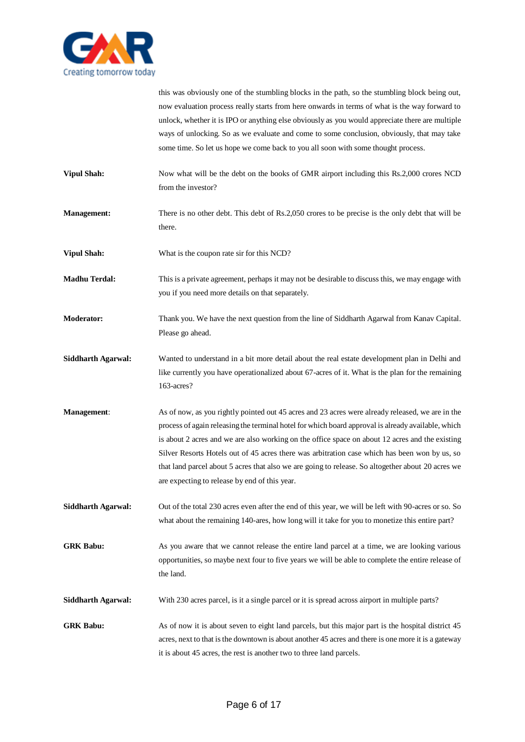this was obviously one of the stumbling blocks in the path, so the stumbling block being out, now evaluation process really starts from here onwards in terms of what is the way forward to unlock, whether it is IPO or anything else obviously as you would appreciate there are multiple ways of unlocking. So as we evaluate and come to some conclusion, obviously, that may take some time. So let us hope we come back to you all soon with some thought process.

**Vipul Shah:** Now what will be the debt on the books of GMR airport including this Rs.2,000 crores NCD from the investor?

**Management:** There is no other debt. This debt of Rs.2,050 crores to be precise is the only debt that will be there.

**Vipul Shah:** What is the coupon rate sir for this NCD?

**Madhu Terdal:** This is a private agreement, perhaps it may not be desirable to discuss this, we may engage with you if you need more details on that separately.

**Moderator:** Thank you. We have the next question from the line of Siddharth Agarwal from Kanav Capital. Please go ahead.

**Siddharth Agarwal:** Wanted to understand in a bit more detail about the real estate development plan in Delhi and like currently you have operationalized about 67-acres of it. What is the plan for the remaining 163-acres?

**Management:** As of now, as you rightly pointed out 45 acres and 23 acres were already released, we are in the process of again releasing the terminal hotel for which board approval is already available, which is about 2 acres and we are also working on the office space on about 12 acres and the existing Silver Resorts Hotels out of 45 acres there was arbitration case which has been won by us, so that land parcel about 5 acres that also we are going to release. So altogether about 20 acres we are expecting to release by end of this year.

**Siddharth Agarwal:** Out of the total 230 acres even after the end of this year, we will be left with 90-acres or so. So what about the remaining 140-ares, how long will it take for you to monetize this entire part?

**GRK Babu:** As you aware that we cannot release the entire land parcel at a time, we are looking various opportunities, so maybe next four to five years we will be able to complete the entire release of the land.

**Siddharth Agarwal:** With 230 acres parcel, is it a single parcel or it is spread across airport in multiple parts?

**GRK Babu:** As of now it is about seven to eight land parcels, but this major part is the hospital district 45 acres, next to that is the downtown is about another 45 acres and there is one more it is a gateway it is about 45 acres, the rest is another two to three land parcels.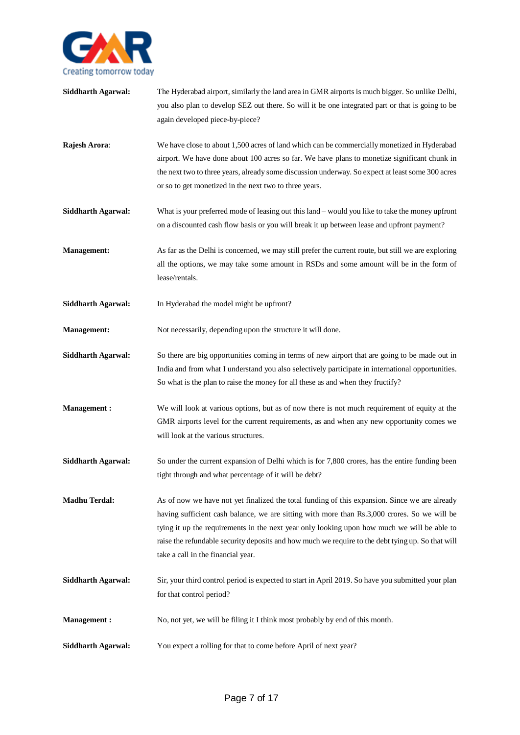**Siddharth Agarwal:** The Hyderabad airport, similarly the land area in GMR airports is much bigger. So unlike Delhi, you also plan to develop SEZ out there. So will it be one integrated part or that is going to be again developed piece-by-piece?

**Rajesh Arora**: We have close to about 1,500 acres of land which can be commercially monetized in Hyderabad airport. We have done about 100 acres so far. We have plans to monetize significant chunk in the next two to three years, already some discussion underway. So expect at least some 300 acres or so to get monetized in the next two to three years.

**Siddharth Agarwal:** What is your preferred mode of leasing out this land – would you like to take the money upfront on a discounted cash flow basis or you will break it up between lease and upfront payment?

**Management:** As far as the Delhi is concerned, we may still prefer the current route, but still we are exploring all the options, we may take some amount in RSDs and some amount will be in the form of lease/rentals.

**Siddharth Agarwal:** In Hyderabad the model might be upfront?

**Management:** Not necessarily, depending upon the structure it will done.

**Siddharth Agarwal:** So there are big opportunities coming in terms of new airport that are going to be made out in India and from what I understand you also selectively participate in international opportunities. So what is the plan to raise the money for all these as and when they fructify?

**Management :** We will look at various options, but as of now there is not much requirement of equity at the GMR airports level for the current requirements, as and when any new opportunity comes we will look at the various structures.

**Siddharth Agarwal:** So under the current expansion of Delhi which is for 7,800 crores, has the entire funding been tight through and what percentage of it will be debt?

**Madhu Terdal:** As of now we have not yet finalized the total funding of this expansion. Since we are already having sufficient cash balance, we are sitting with more than Rs.3,000 crores. So we will be tying it up the requirements in the next year only looking upon how much we will be able to raise the refundable security deposits and how much we require to the debt tying up. So that will take a call in the financial year.

**Siddharth Agarwal:** Sir, your third control period is expected to start in April 2019. So have you submitted your plan for that control period?

**Management :** No, not yet, we will be filing it I think most probably by end of this month.

**Siddharth Agarwal:** You expect a rolling for that to come before April of next year?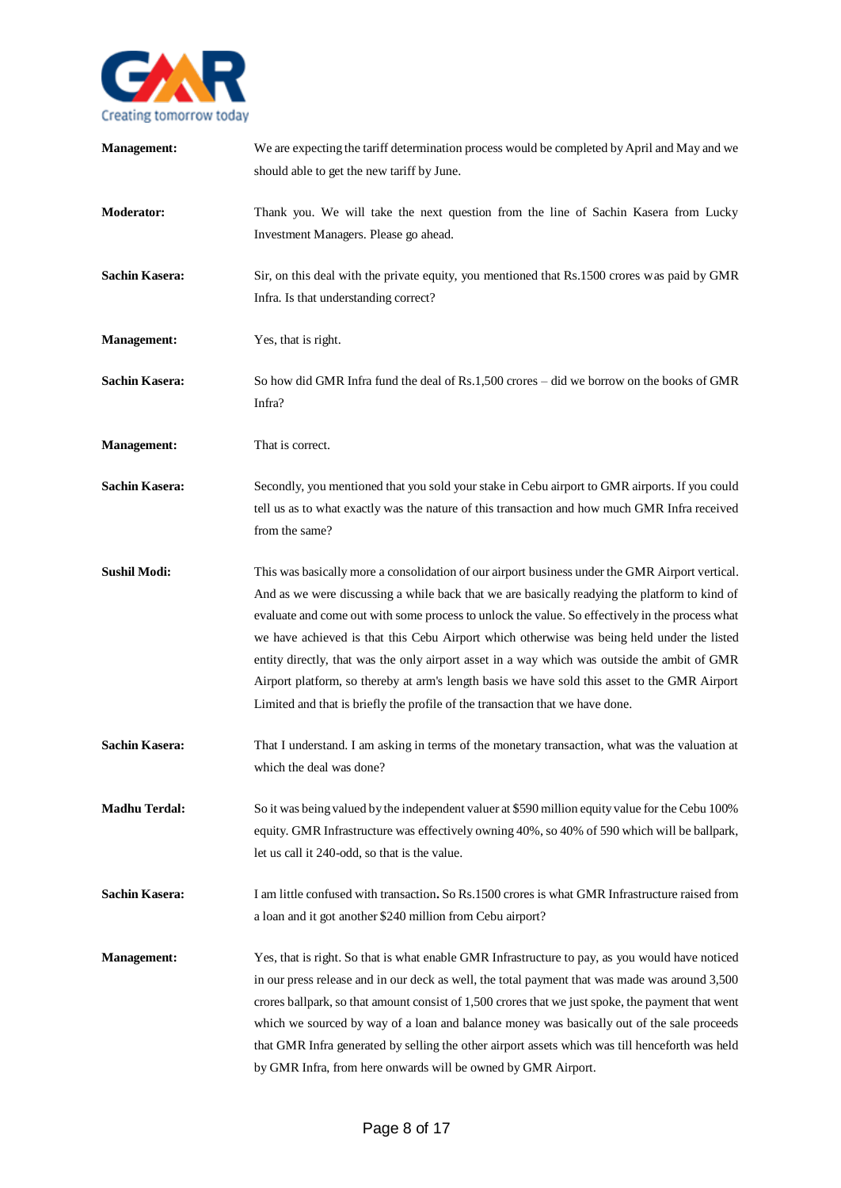**Management:** We are expecting the tariff determination process would be completed by April and May and we should able to get the new tariff by June.

**Moderator:** Thank you. We will take the next question from the line of Sachin Kasera from Lucky Investment Managers. Please go ahead.

**Sachin Kasera:** Sir, on this deal with the private equity, you mentioned that Rs.1500 crores was paid by GMR Infra. Is that understanding correct?

**Management:** Yes, that is right.

**Sachin Kasera:** So how did GMR Infra fund the deal of Rs.1,500 crores – did we borrow on the books of GMR Infra?

**Management:** That is correct.

**Sachin Kasera:** Secondly, you mentioned that you sold your stake in Cebu airport to GMR airports. If you could tell us as to what exactly was the nature of this transaction and how much GMR Infra received from the same?

**Sushil Modi:** This was basically more a consolidation of our airport business under the GMR Airport vertical. And as we were discussing a while back that we are basically readying the platform to kind of evaluate and come out with some process to unlock the value. So effectively in the process what we have achieved is that this Cebu Airport which otherwise was being held under the listed entity directly, that was the only airport asset in a way which was outside the ambit of GMR Airport platform, so thereby at arm's length basis we have sold this asset to the GMR Airport Limited and that is briefly the profile of the transaction that we have done.

**Sachin Kasera:** That I understand. I am asking in terms of the monetary transaction, what was the valuation at which the deal was done?

**Madhu Terdal:** So it was being valued by the independent valuer at $590 million equity value for the Cebu 100% equity. GMR Infrastructure was effectively owning 40%, so 40% of 590 which will be ballpark, let us call it 240-odd, so that is the value.

**Sachin Kasera:** I am little confused with transaction**.** So Rs.1500 crores is what GMR Infrastructure raised from a loan and it got another $240 million from Cebu airport?

**Management:** Yes, that is right. So that is what enable GMR Infrastructure to pay, as you would have noticed in our press release and in our deck as well, the total payment that was made was around 3,500 crores ballpark, so that amount consist of 1,500 crores that we just spoke, the payment that went which we sourced by way of a loan and balance money was basically out of the sale proceeds that GMR Infra generated by selling the other airport assets which was till henceforth was held by GMR Infra, from here onwards will be owned by GMR Airport.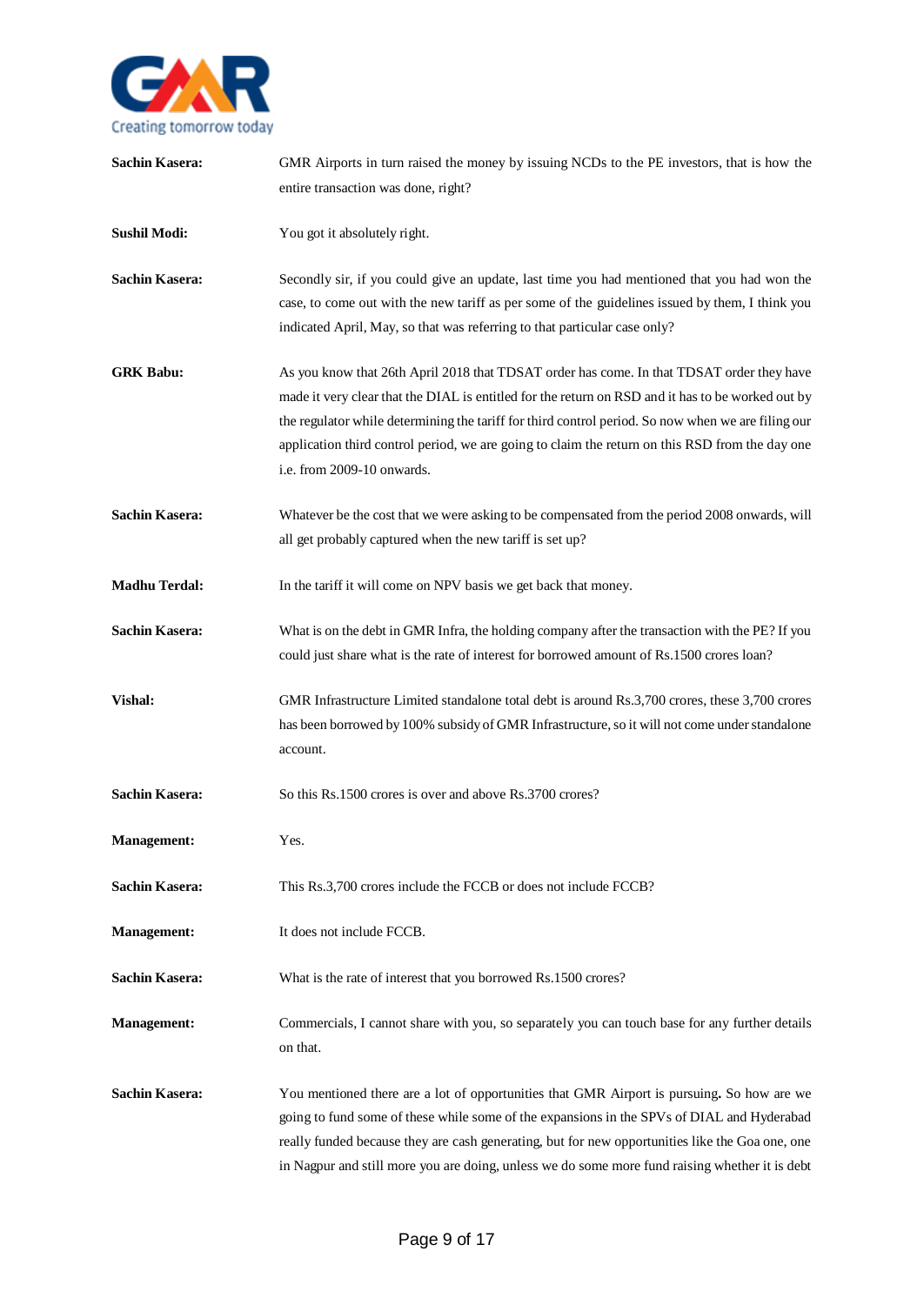**Sachin Kasera:** GMR Airports in turn raised the money by issuing NCDs to the PE investors, that is how the entire transaction was done, right?

**Sushil Modi:** You got it absolutely right.

**Sachin Kasera:** Secondly sir, if you could give an update, last time you had mentioned that you had won the case, to come out with the new tariff as per some of the guidelines issued by them, I think you indicated April, May, so that was referring to that particular case only?

**GRK Babu:** As you know that 26th April 2018 that TDSAT order has come. In that TDSAT order they have made it very clear that the DIAL is entitled for the return on RSD and it has to be worked out by the regulator while determining the tariff for third control period. So now when we are filing our application third control period, we are going to claim the return on this RSD from the day one i.e. from 2009-10 onwards.

**Sachin Kasera:** Whatever be the cost that we were asking to be compensated from the period 2008 onwards, will all get probably captured when the new tariff is set up?

**Madhu Terdal:** In the tariff it will come on NPV basis we get back that money.

**Sachin Kasera:** What is on the debt in GMR Infra, the holding company after the transaction with the PE? If you could just share what is the rate of interest for borrowed amount of Rs.1500 crores loan?

**Vishal:** GMR Infrastructure Limited standalone total debt is around Rs.3,700 crores, these 3,700 crores has been borrowed by 100% subsidy of GMR Infrastructure, so it will not come under standalone account.

**Sachin Kasera:** So this Rs.1500 crores is over and above Rs.3700 crores?

**Management:** Yes.

**Sachin Kasera:** This Rs.3,700 crores include the FCCB or does not include FCCB?

**Management:** It does not include FCCB.

**Sachin Kasera:** What is the rate of interest that you borrowed Rs.1500 crores?

**Management:** Commercials, I cannot share with you, so separately you can touch base for any further details on that.

**Sachin Kasera:** You mentioned there are a lot of opportunities that GMR Airport is pursuing**.** So how are we going to fund some of these while some of the expansions in the SPVs of DIAL and Hyderabad really funded because they are cash generating, but for new opportunities like the Goa one, one in Nagpur and still more you are doing, unless we do some more fund raising whether it is debt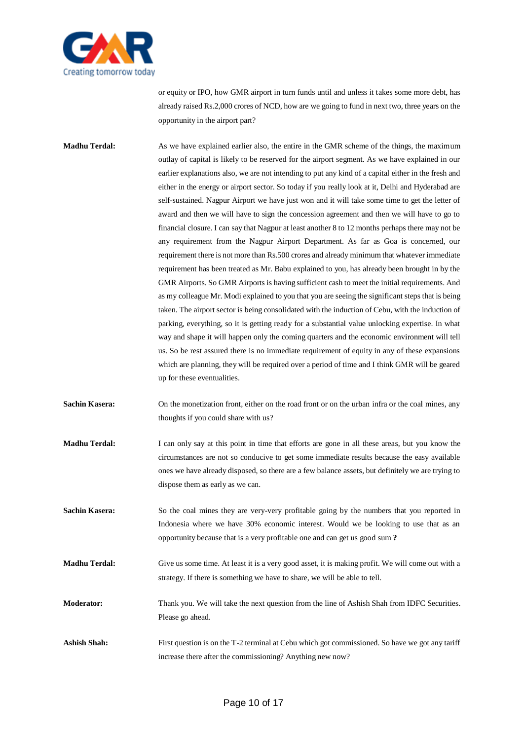or equity or IPO, how GMR airport in turn funds until and unless it takes some more debt, has already raised Rs.2,000 crores of NCD, how are we going to fund in next two, three years on the opportunity in the airport part?

**Madhu Terdal:** As we have explained earlier also, the entire in the GMR scheme of the things, the maximum outlay of capital is likely to be reserved for the airport segment. As we have explained in our earlier explanations also, we are not intending to put any kind of a capital either in the fresh and either in the energy or airport sector. So today if you really look at it, Delhi and Hyderabad are self-sustained. Nagpur Airport we have just won and it will take some time to get the letter of award and then we will have to sign the concession agreement and then we will have to go to financial closure. I can say that Nagpur at least another 8 to 12 months perhaps there may not be any requirement from the Nagpur Airport Department. As far as Goa is concerned, our requirement there is not more than Rs.500 crores and already minimum that whatever immediate requirement has been treated as Mr. Babu explained to you, has already been brought in by the GMR Airports. So GMR Airports is having sufficient cash to meet the initial requirements. And as my colleague Mr. Modi explained to you that you are seeing the significant steps that is being taken. The airport sector is being consolidated with the induction of Cebu, with the induction of parking, everything, so it is getting ready for a substantial value unlocking expertise. In what way and shape it will happen only the coming quarters and the economic environment will tell us. So be rest assured there is no immediate requirement of equity in any of these expansions which are planning, they will be required over a period of time and I think GMR will be geared up for these eventualities.

**Sachin Kasera:** On the monetization front, either on the road front or on the urban infra or the coal mines, any thoughts if you could share with us?

**Madhu Terdal:** I can only say at this point in time that efforts are gone in all these areas, but you know the circumstances are not so conducive to get some immediate results because the easy available ones we have already disposed, so there are a few balance assets, but definitely we are trying to dispose them as early as we can.

**Sachin Kasera:** So the coal mines they are very-very profitable going by the numbers that you reported in Indonesia where we have 30% economic interest. Would we be looking to use that as an opportunity because that is a very profitable one and can get us good sum **?**

**Madhu Terdal:** Give us some time. At least it is a very good asset, it is making profit. We will come out with a strategy. If there is something we have to share, we will be able to tell.

**Moderator:** Thank you. We will take the next question from the line of Ashish Shah from IDFC Securities. Please go ahead.

**Ashish Shah:** First question is on the T-2 terminal at Cebu which got commissioned. So have we got any tariff increase there after the commissioning? Anything new now?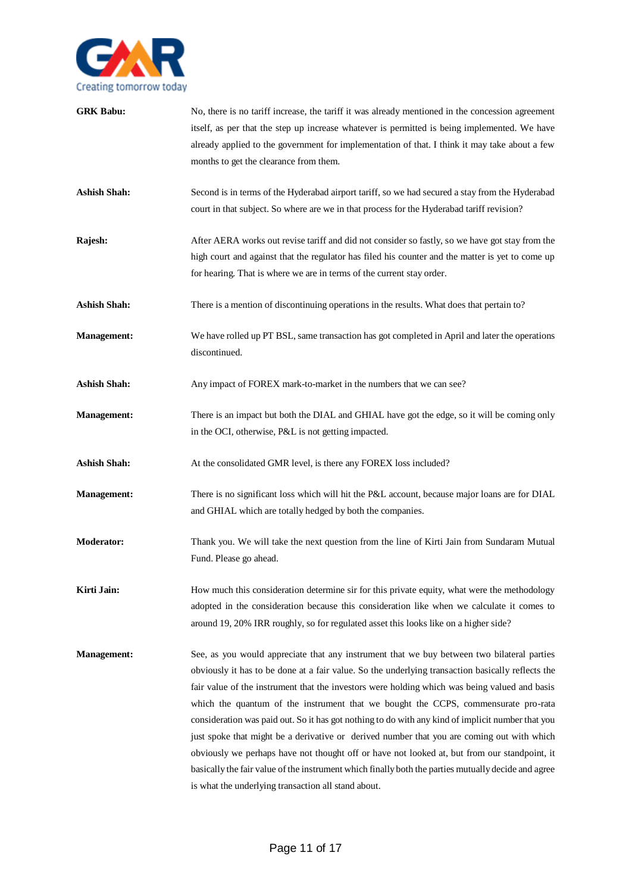**GRK Babu:** No, there is no tariff increase, the tariff it was already mentioned in the concession agreement itself, as per that the step up increase whatever is permitted is being implemented. We have already applied to the government for implementation of that. I think it may take about a few months to get the clearance from them.

**Ashish Shah:** Second is in terms of the Hyderabad airport tariff, so we had secured a stay from the Hyderabad court in that subject. So where are we in that process for the Hyderabad tariff revision?

**Rajesh:** After AERA works out revise tariff and did not consider so fastly, so we have got stay from the high court and against that the regulator has filed his counter and the matter is yet to come up for hearing. That is where we are in terms of the current stay order.

**Ashish Shah:** There is a mention of discontinuing operations in the results. What does that pertain to?

**Management:** We have rolled up PT BSL, same transaction has got completed in April and later the operations discontinued.

**Ashish Shah:** Any impact of FOREX mark-to-market in the numbers that we can see?

**Management:** There is an impact but both the DIAL and GHIAL have got the edge, so it will be coming only in the OCI, otherwise, P&L is not getting impacted.

**Ashish Shah:** At the consolidated GMR level, is there any FOREX loss included?

**Management:** There is no significant loss which will hit the P&L account, because major loans are for DIAL and GHIAL which are totally hedged by both the companies.

**Moderator:** Thank you. We will take the next question from the line of Kirti Jain from Sundaram Mutual Fund. Please go ahead.

**Kirti Jain:** How much this consideration determine sir for this private equity, what were the methodology adopted in the consideration because this consideration like when we calculate it comes to around 19, 20% IRR roughly, so for regulated asset this looks like on a higher side?

**Management:** See, as you would appreciate that any instrument that we buy between two bilateral parties obviously it has to be done at a fair value. So the underlying transaction basically reflects the fair value of the instrument that the investors were holding which was being valued and basis which the quantum of the instrument that we bought the CCPS, commensurate pro-rata consideration was paid out. So it has got nothing to do with any kind of implicit number that you just spoke that might be a derivative or derived number that you are coming out with which obviously we perhaps have not thought off or have not looked at, but from our standpoint, it basically the fair value of the instrument which finally both the parties mutually decide and agree is what the underlying transaction all stand about.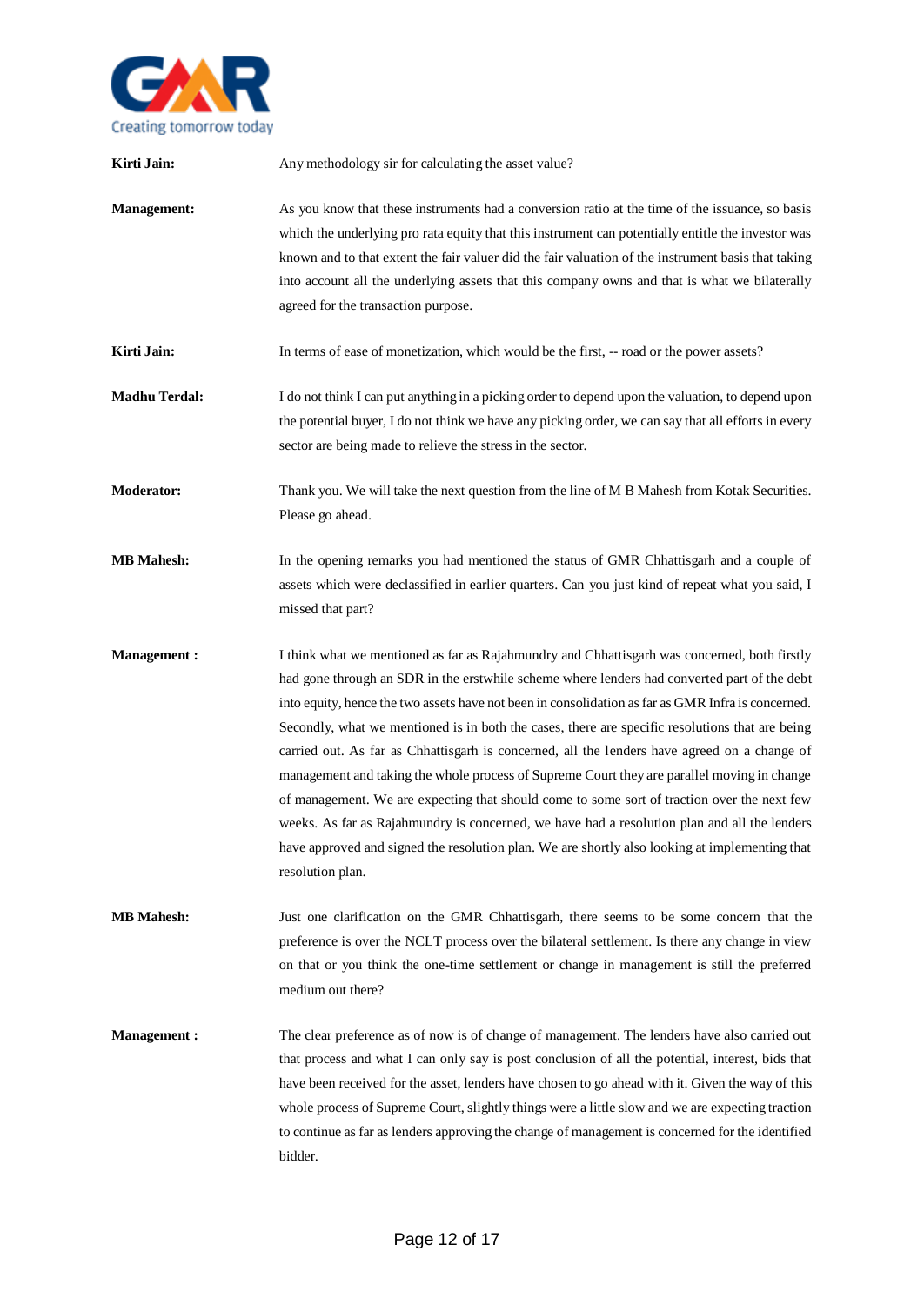**Kirti Jain:** Any methodology sir for calculating the asset value?

**Management:** As you know that these instruments had a conversion ratio at the time of the issuance, so basis which the underlying pro rata equity that this instrument can potentially entitle the investor was known and to that extent the fair valuer did the fair valuation of the instrument basis that taking into account all the underlying assets that this company owns and that is what we bilaterally agreed for the transaction purpose.

**Kirti Jain:** In terms of ease of monetization, which would be the first, -- road or the power assets?

**Madhu Terdal:** I do not think I can put anything in a picking order to depend upon the valuation, to depend upon the potential buyer, I do not think we have any picking order, we can say that all efforts in every sector are being made to relieve the stress in the sector.

**Moderator:** Thank you. We will take the next question from the line of M B Mahesh from Kotak Securities. Please go ahead.

**MB Mahesh:** In the opening remarks you had mentioned the status of GMR Chhattisgarh and a couple of assets which were declassified in earlier quarters. Can you just kind of repeat what you said, I missed that part?

**Management :** I think what we mentioned as far as Rajahmundry and Chhattisgarh was concerned, both firstly had gone through an SDR in the erstwhile scheme where lenders had converted part of the debt into equity, hence the two assets have not been in consolidation as far as GMR Infra is concerned. Secondly, what we mentioned is in both the cases, there are specific resolutions that are being carried out. As far as Chhattisgarh is concerned, all the lenders have agreed on a change of management and taking the whole process of Supreme Court they are parallel moving in change of management. We are expecting that should come to some sort of traction over the next few weeks. As far as Rajahmundry is concerned, we have had a resolution plan and all the lenders have approved and signed the resolution plan. We are shortly also looking at implementing that resolution plan.

**MB Mahesh:** Just one clarification on the GMR Chhattisgarh, there seems to be some concern that the preference is over the NCLT process over the bilateral settlement. Is there any change in view on that or you think the one-time settlement or change in management is still the preferred medium out there?

**Management :** The clear preference as of now is of change of management. The lenders have also carried out that process and what I can only say is post conclusion of all the potential, interest, bids that have been received for the asset, lenders have chosen to go ahead with it. Given the way of this whole process of Supreme Court, slightly things were a little slow and we are expecting traction to continue as far as lenders approving the change of management is concerned for the identified bidder.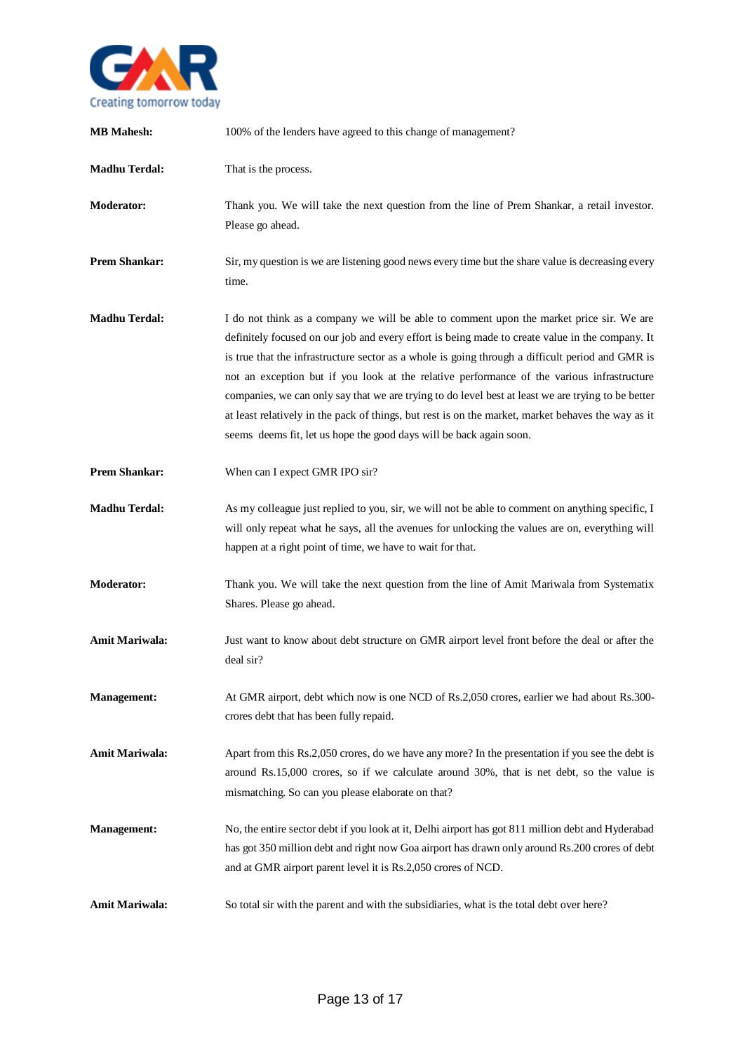**MB Mahesh:** 100% of the lenders have agreed to this change of management?

**Madhu Terdal:** That is the process.

**Moderator:** Thank you. We will take the next question from the line of Prem Shankar, a retail investor. Please go ahead.

**Prem Shankar:** Sir, my question is we are listening good news every time but the share value is decreasing every time.

**Madhu Terdal:** I do not think as a company we will be able to comment upon the market price sir. We are definitely focused on our job and every effort is being made to create value in the company. It is true that the infrastructure sector as a whole is going through a difficult period and GMR is not an exception but if you look at the relative performance of the various infrastructure companies, we can only say that we are trying to do level best at least we are trying to be better at least relatively in the pack of things, but rest is on the market, market behaves the way as it seems deems fit, let us hope the good days will be back again soon.

**Prem Shankar:** When can I expect GMR IPO sir?

**Madhu Terdal:** As my colleague just replied to you, sir, we will not be able to comment on anything specific, I will only repeat what he says, all the avenues for unlocking the values are on, everything will happen at a right point of time, we have to wait for that.

**Moderator:** Thank you. We will take the next question from the line of Amit Mariwala from Systematix Shares. Please go ahead.

**Amit Mariwala:** Just want to know about debt structure on GMR airport level front before the deal or after the deal sir?

**Management:** At GMR airport, debt which now is one NCD of Rs.2,050 crores, earlier we had about Rs.300-crores debt that has been fully repaid.

**Amit Mariwala:** Apart from this Rs.2,050 crores, do we have any more? In the presentation if you see the debt is around Rs.15,000 crores, so if we calculate around 30%, that is net debt, so the value is mismatching. So can you please elaborate on that?

**Management:** No, the entire sector debt if you look at it, Delhi airport has got 811 million debt and Hyderabad has got 350 million debt and right now Goa airport has drawn only around Rs.200 crores of debt and at GMR airport parent level it is Rs.2,050 crores of NCD.

**Amit Mariwala:** So total sir with the parent and with the subsidiaries, what is the total debt over here?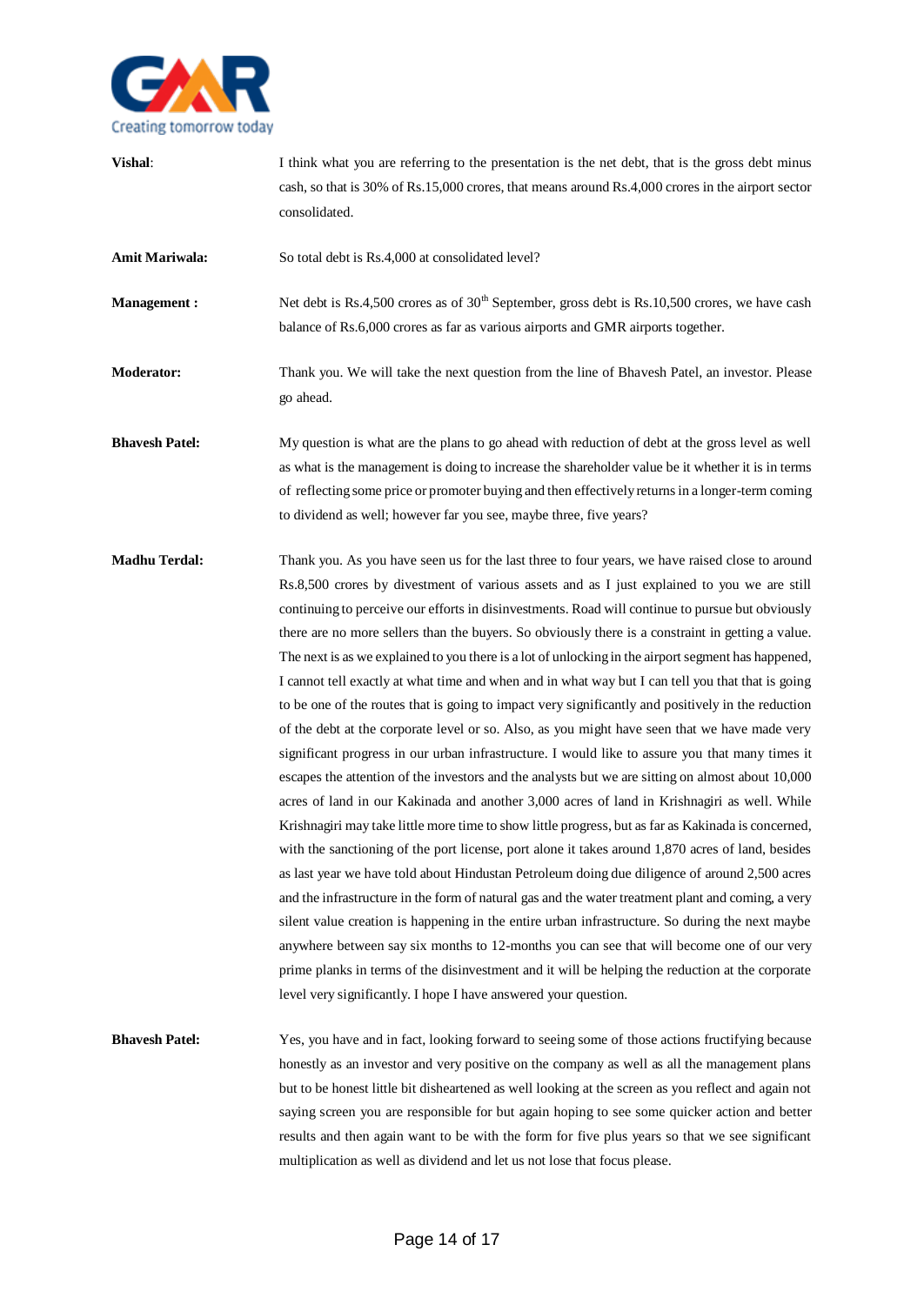**Vishal**: I think what you are referring to the presentation is the net debt, that is the gross debt minus cash, so that is 30% of Rs.15,000 crores, that means around Rs.4,000 crores in the airport sector consolidated.

**Amit Mariwala:** So total debt is Rs.4,000 at consolidated level?

**Management :** Net debt is Rs.4,500 crores as of 30th September, gross debt is Rs.10,500 crores, we have cash balance of Rs.6,000 crores as far as various airports and GMR airports together.

**Moderator:** Thank you. We will take the next question from the line of Bhavesh Patel, an investor. Please go ahead.

**Bhavesh Patel:** My question is what are the plans to go ahead with reduction of debt at the gross level as well as what is the management is doing to increase the shareholder value be it whether it is in terms of reflecting some price or promoter buying and then effectively returns in a longer-term coming to dividend as well; however far you see, maybe three, five years?

**Madhu Terdal:** Thank you. As you have seen us for the last three to four years, we have raised close to around Rs.8,500 crores by divestment of various assets and as I just explained to you we are still continuing to perceive our efforts in disinvestments. Road will continue to pursue but obviously there are no more sellers than the buyers. So obviously there is a constraint in getting a value. The next is as we explained to you there is a lot of unlocking in the airport segment has happened, I cannot tell exactly at what time and when and in what way but I can tell you that that is going to be one of the routes that is going to impact very significantly and positively in the reduction of the debt at the corporate level or so. Also, as you might have seen that we have made very significant progress in our urban infrastructure. I would like to assure you that many times it escapes the attention of the investors and the analysts but we are sitting on almost about 10,000 acres of land in our Kakinada and another 3,000 acres of land in Krishnagiri as well. While Krishnagiri may take little more time to show little progress, but as far as Kakinada is concerned, with the sanctioning of the port license, port alone it takes around 1,870 acres of land, besides as last year we have told about Hindustan Petroleum doing due diligence of around 2,500 acres and the infrastructure in the form of natural gas and the water treatment plant and coming, a very silent value creation is happening in the entire urban infrastructure. So during the next maybe anywhere between say six months to 12-months you can see that will become one of our very prime planks in terms of the disinvestment and it will be helping the reduction at the corporate level very significantly. I hope I have answered your question.

**Bhavesh Patel:** Yes, you have and in fact, looking forward to seeing some of those actions fructifying because honestly as an investor and very positive on the company as well as all the management plans but to be honest little bit disheartened as well looking at the screen as you reflect and again not saying screen you are responsible for but again hoping to see some quicker action and better results and then again want to be with the form for five plus years so that we see significant multiplication as well as dividend and let us not lose that focus please.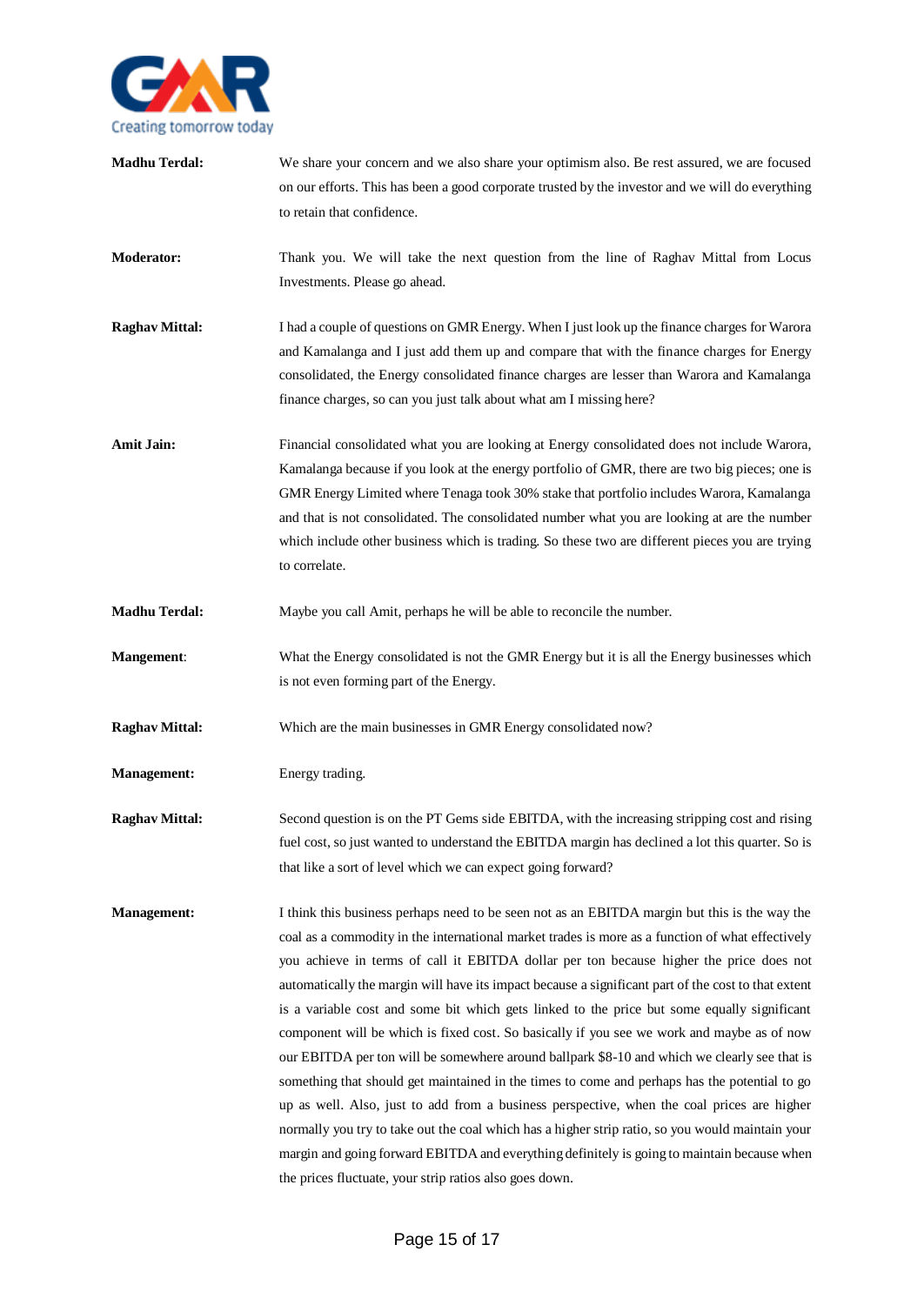**Madhu Terdal:** We share your concern and we also share your optimism also. Be rest assured, we are focused on our efforts. This has been a good corporate trusted by the investor and we will do everything to retain that confidence.

**Moderator:** Thank you. We will take the next question from the line of Raghav Mittal from Locus Investments. Please go ahead.

**Raghav Mittal:** I had a couple of questions on GMR Energy. When I just look up the finance charges for Warora and Kamalanga and I just add them up and compare that with the finance charges for Energy consolidated, the Energy consolidated finance charges are lesser than Warora and Kamalanga finance charges, so can you just talk about what am I missing here?

**Amit Jain:** Financial consolidated what you are looking at Energy consolidated does not include Warora, Kamalanga because if you look at the energy portfolio of GMR, there are two big pieces; one is GMR Energy Limited where Tenaga took 30% stake that portfolio includes Warora, Kamalanga and that is not consolidated. The consolidated number what you are looking at are the number which include other business which is trading. So these two are different pieces you are trying to correlate.

**Madhu Terdal:** Maybe you call Amit, perhaps he will be able to reconcile the number.

**Mangement**: What the Energy consolidated is not the GMR Energy but it is all the Energy businesses which is not even forming part of the Energy.

**Raghav Mittal:** Which are the main businesses in GMR Energy consolidated now?

**Management:** Energy trading.

**Raghav Mittal:** Second question is on the PT Gems side EBITDA, with the increasing stripping cost and rising fuel cost, so just wanted to understand the EBITDA margin has declined a lot this quarter. So is that like a sort of level which we can expect going forward?

**Management:** I think this business perhaps need to be seen not as an EBITDA margin but this is the way the coal as a commodity in the international market trades is more as a function of what effectively you achieve in terms of call it EBITDA dollar per ton because higher the price does not automatically the margin will have its impact because a significant part of the cost to that extent is a variable cost and some bit which gets linked to the price but some equally significant component will be which is fixed cost. So basically if you see we work and maybe as of now our EBITDA per ton will be somewhere around ballpark $8-10 and which we clearly see that is something that should get maintained in the times to come and perhaps has the potential to go up as well. Also, just to add from a business perspective, when the coal prices are higher normally you try to take out the coal which has a higher strip ratio, so you would maintain your margin and going forward EBITDA and everything definitely is going to maintain because when the prices fluctuate, your strip ratios also goes down.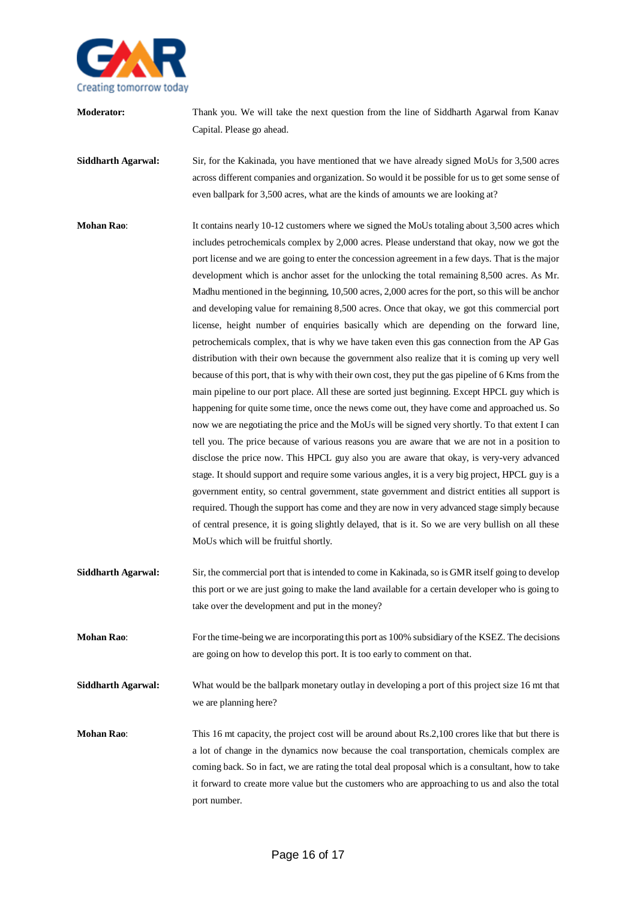**Moderator:** Thank you. We will take the next question from the line of Siddharth Agarwal from Kanav Capital. Please go ahead.

**Siddharth Agarwal:** Sir, for the Kakinada, you have mentioned that we have already signed MoUs for 3,500 acres across different companies and organization. So would it be possible for us to get some sense of even ballpark for 3,500 acres, what are the kinds of amounts we are looking at?

**Mohan Rao**: It contains nearly 10-12 customers where we signed the MoUs totaling about 3,500 acres which includes petrochemicals complex by 2,000 acres. Please understand that okay, now we got the port license and we are going to enter the concession agreement in a few days. That is the major development which is anchor asset for the unlocking the total remaining 8,500 acres. As Mr. Madhu mentioned in the beginning, 10,500 acres, 2,000 acres for the port, so this will be anchor and developing value for remaining 8,500 acres. Once that okay, we got this commercial port license, height number of enquiries basically which are depending on the forward line, petrochemicals complex, that is why we have taken even this gas connection from the AP Gas distribution with their own because the government also realize that it is coming up very well because of this port, that is why with their own cost, they put the gas pipeline of 6 Kms from the main pipeline to our port place. All these are sorted just beginning. Except HPCL guy which is happening for quite some time, once the news come out, they have come and approached us. So now we are negotiating the price and the MoUs will be signed very shortly. To that extent I can tell you. The price because of various reasons you are aware that we are not in a position to disclose the price now. This HPCL guy also you are aware that okay, is very-very advanced stage. It should support and require some various angles, it is a very big project, HPCL guy is a government entity, so central government, state government and district entities all support is required. Though the support has come and they are now in very advanced stage simply because of central presence, it is going slightly delayed, that is it. So we are very bullish on all these MoUs which will be fruitful shortly.

**Siddharth Agarwal:** Sir, the commercial port that is intended to come in Kakinada, so is GMR itself going to develop this port or we are just going to make the land available for a certain developer who is going to take over the development and put in the money?

**Mohan Rao**: For the time-being we are incorporating this port as 100% subsidiary of the KSEZ. The decisions are going on how to develop this port. It is too early to comment on that.

**Siddharth Agarwal:** What would be the ballpark monetary outlay in developing a port of this project size 16 mt that we are planning here?

**Mohan Rao**: This 16 mt capacity, the project cost will be around about Rs.2,100 crores like that but there is a lot of change in the dynamics now because the coal transportation, chemicals complex are coming back. So in fact, we are rating the total deal proposal which is a consultant, how to take it forward to create more value but the customers who are approaching to us and also the total port number.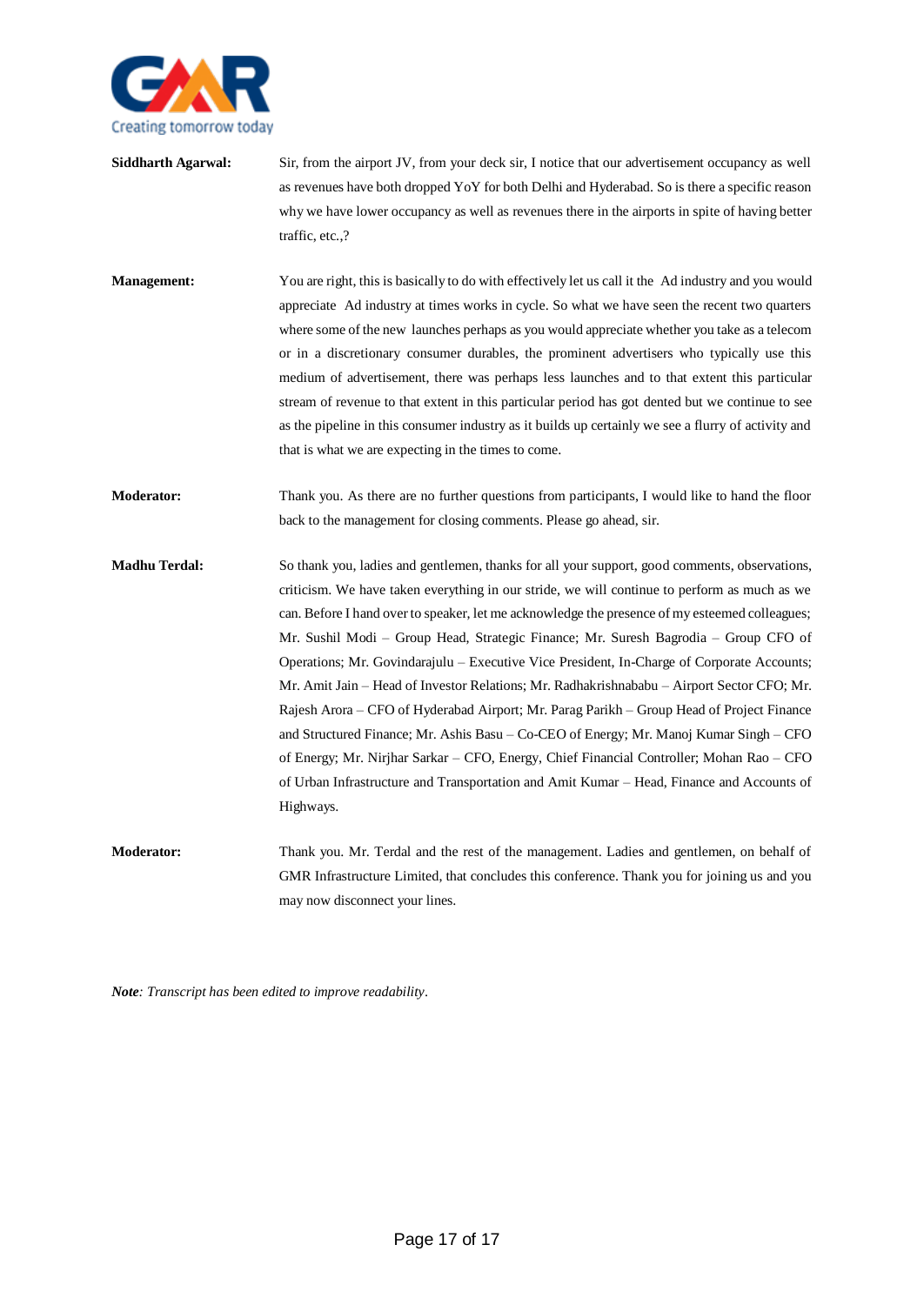**Siddharth Agarwal:** Sir, from the airport JV, from your deck sir, I notice that our advertisement occupancy as well as revenues have both dropped YoY for both Delhi and Hyderabad. So is there a specific reason why we have lower occupancy as well as revenues there in the airports in spite of having better traffic, etc.,?

**Management:** You are right, this is basically to do with effectively let us call it the Ad industry and you would appreciate Ad industry at times works in cycle. So what we have seen the recent two quarters where some of the new launches perhaps as you would appreciate whether you take as a telecom or in a discretionary consumer durables, the prominent advertisers who typically use this medium of advertisement, there was perhaps less launches and to that extent this particular stream of revenue to that extent in this particular period has got dented but we continue to see as the pipeline in this consumer industry as it builds up certainly we see a flurry of activity and that is what we are expecting in the times to come.

**Moderator:** Thank you. As there are no further questions from participants, I would like to hand the floor back to the management for closing comments. Please go ahead, sir.

**Madhu Terdal:** So thank you, ladies and gentlemen, thanks for all your support, good comments, observations, criticism. We have taken everything in our stride, we will continue to perform as much as we can. Before I hand over to speaker, let me acknowledge the presence of my esteemed colleagues; Mr. Sushil Modi – Group Head, Strategic Finance; Mr. Suresh Bagrodia – Group CFO of Operations; Mr. Govindarajulu – Executive Vice President, In-Charge of Corporate Accounts; Mr. Amit Jain – Head of Investor Relations; Mr. Radhakrishnababu – Airport Sector CFO; Mr. Rajesh Arora – CFO of Hyderabad Airport; Mr. Parag Parikh – Group Head of Project Finance and Structured Finance; Mr. Ashis Basu – Co-CEO of Energy; Mr. Manoj Kumar Singh – CFO of Energy; Mr. Nirjhar Sarkar – CFO, Energy, Chief Financial Controller; Mohan Rao – CFO of Urban Infrastructure and Transportation and Amit Kumar – Head, Finance and Accounts of Highways.

**Moderator:** Thank you. Mr. Terdal and the rest of the management. Ladies and gentlemen, on behalf of GMR Infrastructure Limited, that concludes this conference. Thank you for joining us and you may now disconnect your lines.

***Note**: Transcript has been edited to improve readability.*